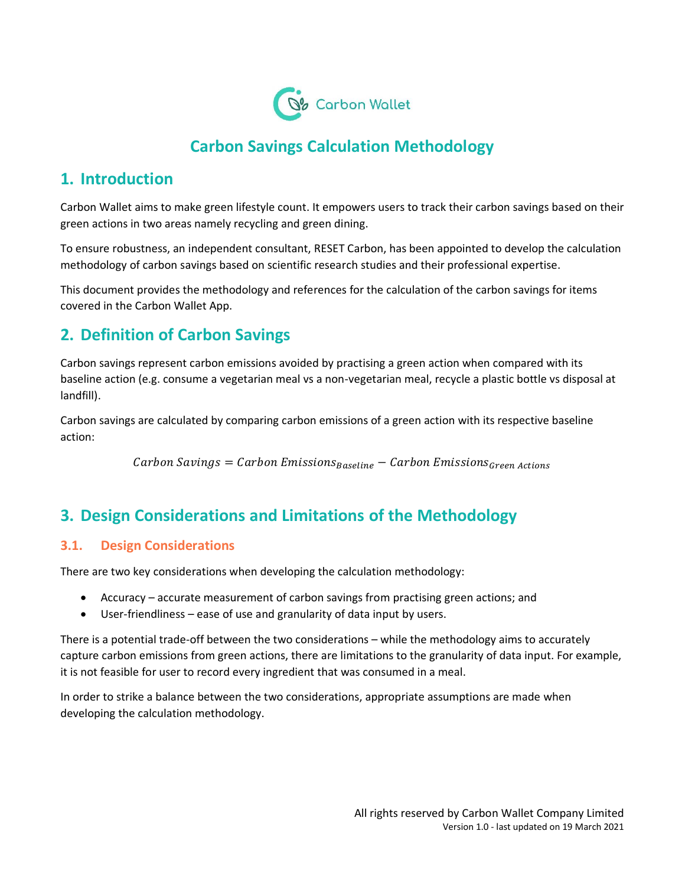Carbon Wallet

# Carbon Savings Calculation Methodology

## 1. Introduction

Carbon Wallet aims to make green lifestyle count. It empowers users to track their carbon savings based on their green actions in two areas namely recycling and green dining.

To ensure robustness, an independent consultant, RESET Carbon, has been appointed to develop the calculation methodology of carbon savings based on scientific research studies and their professional expertise.

This document provides the methodology and references for the calculation of the carbon savings for items covered in the Carbon Wallet App.

## 2. Definition of Carbon Savings

Carbon savings represent carbon emissions avoided by practising a green action when compared with its baseline action (e.g. consume a vegetarian meal vs a non-vegetarian meal, recycle a plastic bottle vs disposal at landfill).

Carbon savings are calculated by comparing carbon emissions of a green action with its respective baseline action:

$$Carbon\ Savings = Carbon\ Emissions_{Baseline} - Carbon\ Emissions_{Green\ Actions}$$

## 3. Design Considerations and Limitations of the Methodology

### 3.1. Design Considerations

There are two key considerations when developing the calculation methodology:

- Accuracy – accurate measurement of carbon savings from practising green actions; and
- User-friendliness – ease of use and granularity of data input by users.

There is a potential trade-off between the two considerations – while the methodology aims to accurately capture carbon emissions from green actions, there are limitations to the granularity of data input. For example, it is not feasible for user to record every ingredient that was consumed in a meal.

In order to strike a balance between the two considerations, appropriate assumptions are made when developing the calculation methodology.

All rights reserved by Carbon Wallet Company Limited
Version 1.0 - last updated on 19 March 2021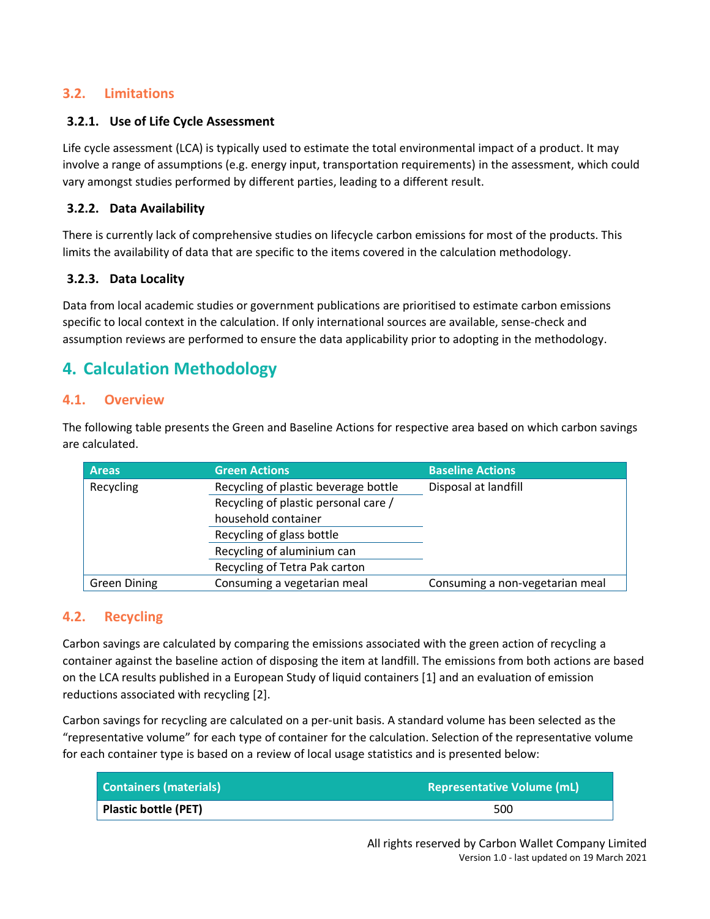## 3.2. Limitations

### 3.2.1. Use of Life Cycle Assessment

Life cycle assessment (LCA) is typically used to estimate the total environmental impact of a product. It may involve a range of assumptions (e.g. energy input, transportation requirements) in the assessment, which could vary amongst studies performed by different parties, leading to a different result.

### 3.2.2. Data Availability

There is currently lack of comprehensive studies on lifecycle carbon emissions for most of the products. This limits the availability of data that are specific to the items covered in the calculation methodology.

### 3.2.3. Data Locality

Data from local academic studies or government publications are prioritised to estimate carbon emissions specific to local context in the calculation. If only international sources are available, sense-check and assumption reviews are performed to ensure the data applicability prior to adopting in the methodology.

# 4. Calculation Methodology

## 4.1. Overview

The following table presents the Green and Baseline Actions for respective area based on which carbon savings are calculated.

| Areas | Green Actions | Baseline Actions |
|---|---|---|
| Recycling | Recycling of plastic beverage bottle | Disposal at landfill |
| | Recycling of plastic personal care / household container | |
| | Recycling of glass bottle | |
| | Recycling of aluminium can | |
| | Recycling of Tetra Pak carton | |
| Green Dining | Consuming a vegetarian meal | Consuming a non-vegetarian meal |

## 4.2. Recycling

Carbon savings are calculated by comparing the emissions associated with the green action of recycling a container against the baseline action of disposing the item at landfill. The emissions from both actions are based on the LCA results published in a European Study of liquid containers [1] and an evaluation of emission reductions associated with recycling [2].

Carbon savings for recycling are calculated on a per-unit basis. A standard volume has been selected as the "representative volume" for each type of container for the calculation. Selection of the representative volume for each container type is based on a review of local usage statistics and is presented below:

| Containers (materials) | Representative Volume (mL) |
|---|---|
| **Plastic bottle (PET)** | 500 |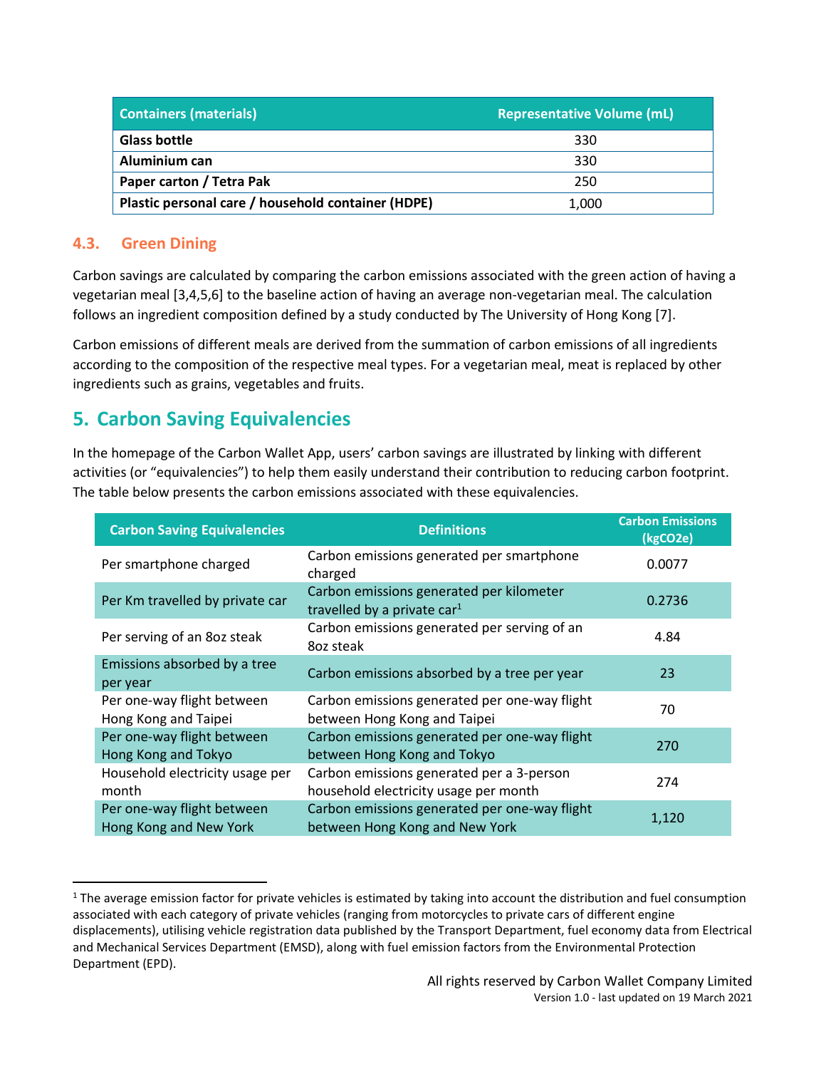| Containers (materials) | Representative Volume (mL) |
|---|---|
| **Glass bottle** | 330 |
| **Aluminium can** | 330 |
| **Paper carton / Tetra Pak** | 250 |
| **Plastic personal care / household container (HDPE)** | 1,000 |

### 4.3. Green Dining

Carbon savings are calculated by comparing the carbon emissions associated with the green action of having a vegetarian meal [3,4,5,6] to the baseline action of having an average non-vegetarian meal. The calculation follows an ingredient composition defined by a study conducted by The University of Hong Kong [7].

Carbon emissions of different meals are derived from the summation of carbon emissions of all ingredients according to the composition of the respective meal types. For a vegetarian meal, meat is replaced by other ingredients such as grains, vegetables and fruits.

## 5. Carbon Saving Equivalencies

In the homepage of the Carbon Wallet App, users' carbon savings are illustrated by linking with different activities (or "equivalencies") to help them easily understand their contribution to reducing carbon footprint. The table below presents the carbon emissions associated with these equivalencies.

| Carbon Saving Equivalencies | Definitions | Carbon Emissions (kgCO2e) |
|---|---|---|
| Per smartphone charged | Carbon emissions generated per smartphone charged | 0.0077 |
| Per Km travelled by private car | Carbon emissions generated per kilometer travelled by a private car[1] | 0.2736 |
| Per serving of an 8oz steak | Carbon emissions generated per serving of an 8oz steak | 4.84 |
| Emissions absorbed by a tree per year | Carbon emissions absorbed by a tree per year | 23 |
| Per one-way flight between Hong Kong and Taipei | Carbon emissions generated per one-way flight between Hong Kong and Taipei | 70 |
| Per one-way flight between Hong Kong and Tokyo | Carbon emissions generated per one-way flight between Hong Kong and Tokyo | 270 |
| Household electricity usage per month | Carbon emissions generated per a 3-person household electricity usage per month | 274 |
| Per one-way flight between Hong Kong and New York | Carbon emissions generated per one-way flight between Hong Kong and New York | 1,120 |

[1] The average emission factor for private vehicles is estimated by taking into account the distribution and fuel consumption associated with each category of private vehicles (ranging from motorcycles to private cars of different engine displacements), utilising vehicle registration data published by the Transport Department, fuel economy data from Electrical and Mechanical Services Department (EMSD), along with fuel emission factors from the Environmental Protection Department (EPD).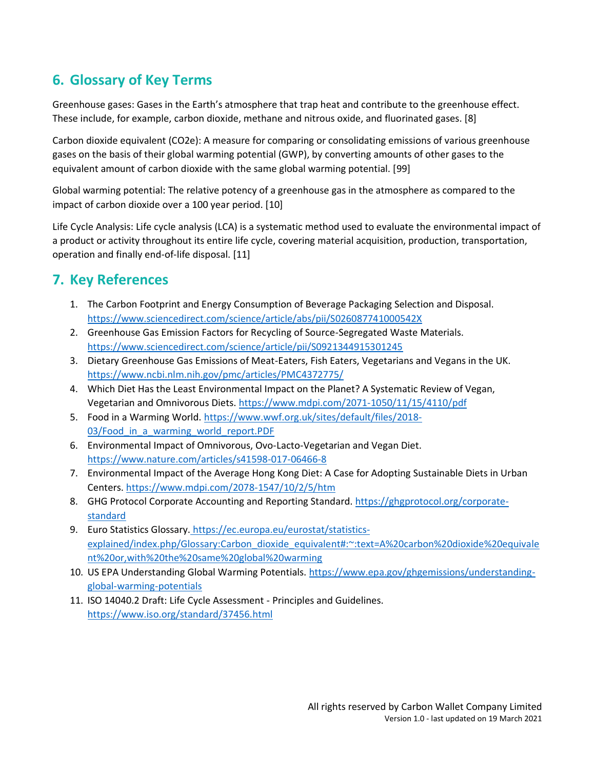## 6. Glossary of Key Terms

Greenhouse gases: Gases in the Earth's atmosphere that trap heat and contribute to the greenhouse effect. These include, for example, carbon dioxide, methane and nitrous oxide, and fluorinated gases. [8]

Carbon dioxide equivalent (CO2e): A measure for comparing or consolidating emissions of various greenhouse gases on the basis of their global warming potential (GWP), by converting amounts of other gases to the equivalent amount of carbon dioxide with the same global warming potential. [99]

Global warming potential: The relative potency of a greenhouse gas in the atmosphere as compared to the impact of carbon dioxide over a 100 year period. [10]

Life Cycle Analysis: Life cycle analysis (LCA) is a systematic method used to evaluate the environmental impact of a product or activity throughout its entire life cycle, covering material acquisition, production, transportation, operation and finally end-of-life disposal. [11]

## 7. Key References

1. The Carbon Footprint and Energy Consumption of Beverage Packaging Selection and Disposal. https://www.sciencedirect.com/science/article/abs/pii/S026087741000542X
2. Greenhouse Gas Emission Factors for Recycling of Source-Segregated Waste Materials. https://www.sciencedirect.com/science/article/pii/S0921344915301245
3. Dietary Greenhouse Gas Emissions of Meat-Eaters, Fish Eaters, Vegetarians and Vegans in the UK. https://www.ncbi.nlm.nih.gov/pmc/articles/PMC4372775/
4. Which Diet Has the Least Environmental Impact on the Planet? A Systematic Review of Vegan, Vegetarian and Omnivorous Diets. https://www.mdpi.com/2071-1050/11/15/4110/pdf
5. Food in a Warming World. https://www.wwf.org.uk/sites/default/files/2018-03/Food_in_a_warming_world_report.PDF
6. Environmental Impact of Omnivorous, Ovo-Lacto-Vegetarian and Vegan Diet. https://www.nature.com/articles/s41598-017-06466-8
7. Environmental Impact of the Average Hong Kong Diet: A Case for Adopting Sustainable Diets in Urban Centers. https://www.mdpi.com/2078-1547/10/2/5/htm
8. GHG Protocol Corporate Accounting and Reporting Standard. https://ghgprotocol.org/corporate-standard
9. Euro Statistics Glossary. https://ec.europa.eu/eurostat/statistics-explained/index.php/Glossary:Carbon_dioxide_equivalent#:~:text=A%20carbon%20dioxide%20equivalent%20or,with%20the%20same%20global%20warming
10. US EPA Understanding Global Warming Potentials. https://www.epa.gov/ghgemissions/understanding-global-warming-potentials
11. ISO 14040.2 Draft: Life Cycle Assessment - Principles and Guidelines. https://www.iso.org/standard/37456.html

All rights reserved by Carbon Wallet Company Limited
Version 1.0 - last updated on 19 March 2021